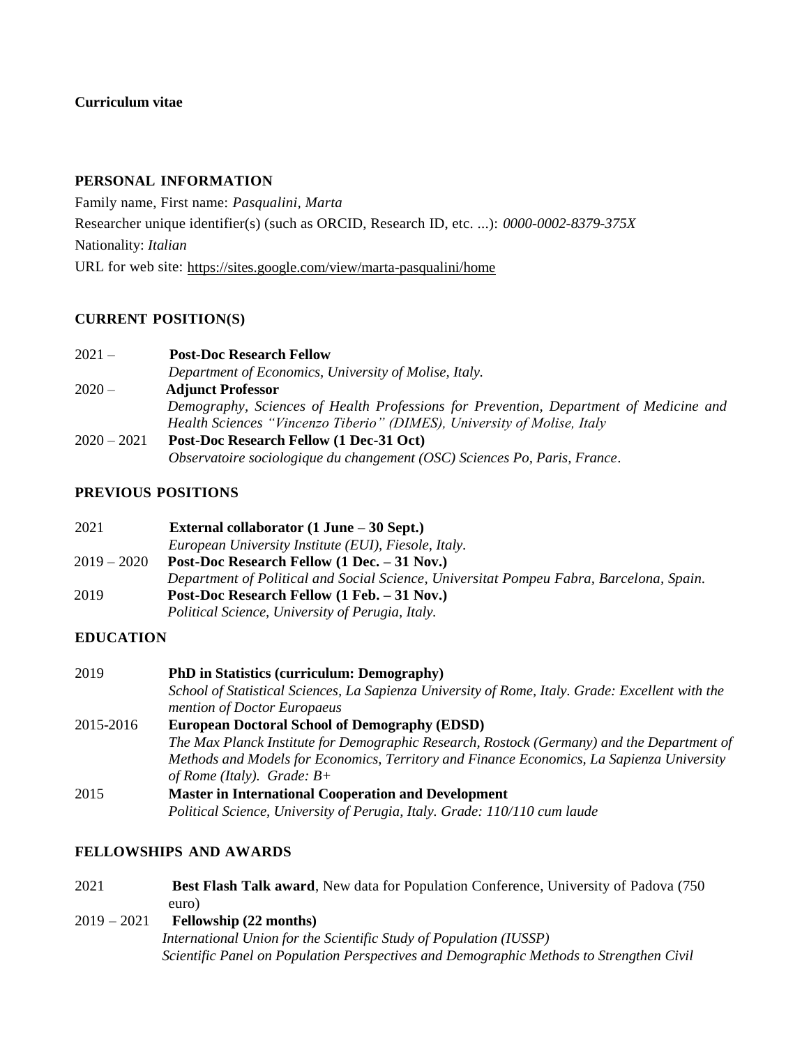**Curriculum vitae**

## PERSONAL INFORMATION

Family name, First name: *Pasqualini, Marta*

Researcher unique identifier(s) (such as ORCID, Research ID, etc. ...): *0000-0002-8379-375X*

Nationality: *Italian*

URL for web site: https://sites.google.com/view/marta-pasqualini/home

## CURRENT POSITION(S)

2021 – **Post-Doc Research Fellow**
*Department of Economics, University of Molise, Italy.*

2020 – **Adjunct Professor**
*Demography, Sciences of Health Professions for Prevention, Department of Medicine and Health Sciences "Vincenzo Tiberio" (DIMES), University of Molise, Italy*

2020 – 2021 **Post-Doc Research Fellow (1 Dec-31 Oct)**
*Observatoire sociologique du changement (OSC) Sciences Po, Paris, France.*

## PREVIOUS POSITIONS

2021 **External collaborator (1 June – 30 Sept.)**
*European University Institute (EUI), Fiesole, Italy.*

2019 – 2020 **Post-Doc Research Fellow (1 Dec. – 31 Nov.)**
*Department of Political and Social Science, Universitat Pompeu Fabra, Barcelona, Spain.*

2019 **Post-Doc Research Fellow (1 Feb. – 31 Nov.)**
*Political Science, University of Perugia, Italy.*

## EDUCATION

2019 **PhD in Statistics (curriculum: Demography)**
*School of Statistical Sciences, La Sapienza University of Rome, Italy. Grade: Excellent with the mention of Doctor Europaeus*

2015-2016 **European Doctoral School of Demography (EDSD)**
*The Max Planck Institute for Demographic Research, Rostock (Germany) and the Department of Methods and Models for Economics, Territory and Finance Economics, La Sapienza University of Rome (Italy). Grade: B+*

2015 **Master in International Cooperation and Development**
*Political Science, University of Perugia, Italy. Grade: 110/110 cum laude*

## FELLOWSHIPS AND AWARDS

2021 **Best Flash Talk award**, New data for Population Conference, University of Padova (750 euro)

2019 – 2021 **Fellowship (22 months)**
*International Union for the Scientific Study of Population (IUSSP)*
*Scientific Panel on Population Perspectives and Demographic Methods to Strengthen Civil*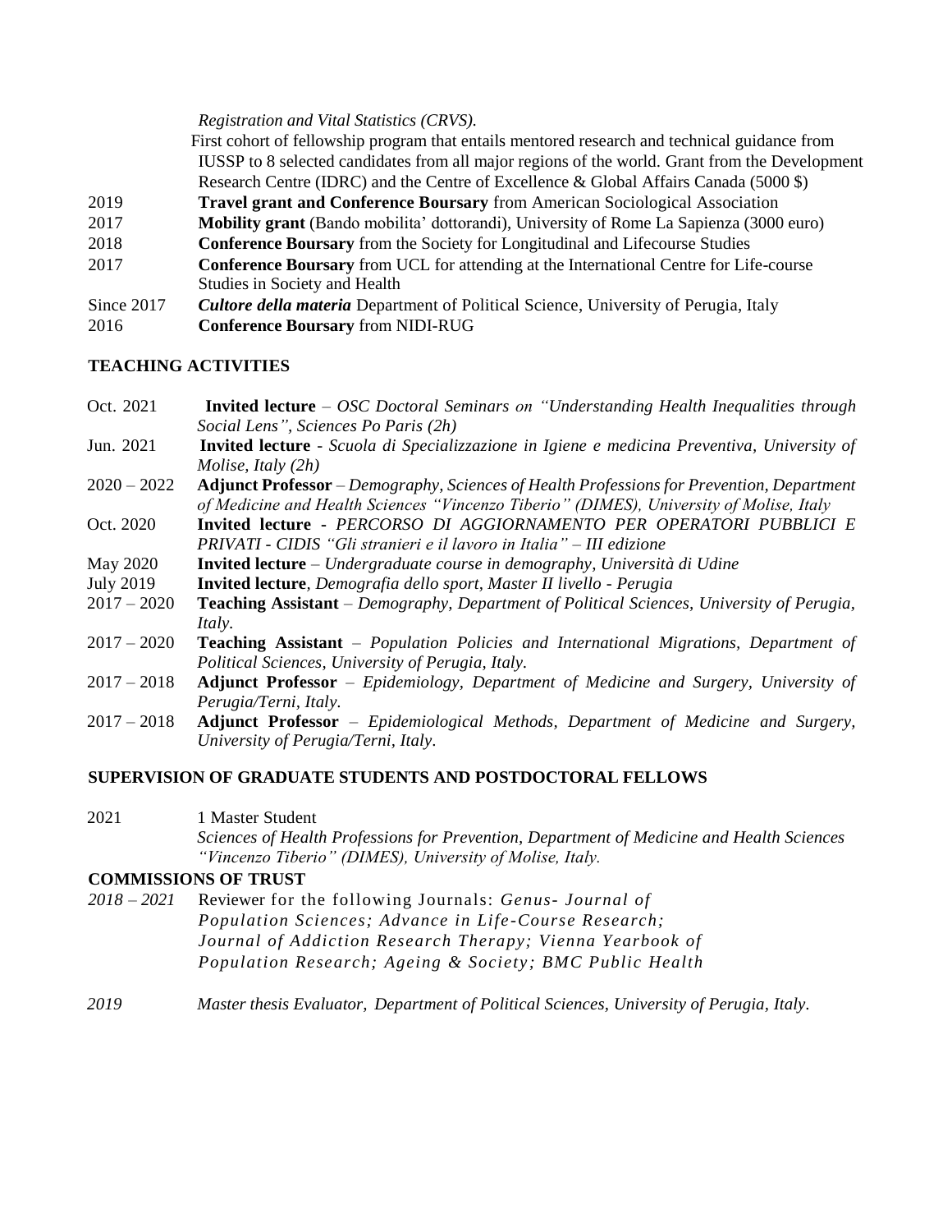*Registration and Vital Statistics (CRVS).*

First cohort of fellowship program that entails mentored research and technical guidance from IUSSP to 8 selected candidates from all major regions of the world. Grant from the Development Research Centre (IDRC) and the Centre of Excellence & Global Affairs Canada (5000 $)

2019 **Travel grant and Conference Boursary** from American Sociological Association

2017 **Mobility grant** (Bando mobilita' dottorandi), University of Rome La Sapienza (3000 euro)

2018 **Conference Boursary** from the Society for Longitudinal and Lifecourse Studies

2017 **Conference Boursary** from UCL for attending at the International Centre for Life-course Studies in Society and Health

Since 2017 ***Cultore della materia*** Department of Political Science, University of Perugia, Italy

2016 **Conference Boursary** from NIDI-RUG

## TEACHING ACTIVITIES

Oct. 2021 **Invited lecture** – *OSC Doctoral Seminars on "Understanding Health Inequalities through Social Lens", Sciences Po Paris (2h)*

Jun. 2021 **Invited lecture** - *Scuola di Specializzazione in Igiene e medicina Preventiva, University of Molise, Italy (2h)*

2020 – 2022 **Adjunct Professor** – *Demography, Sciences of Health Professions for Prevention, Department of Medicine and Health Sciences "Vincenzo Tiberio" (DIMES), University of Molise, Italy*

Oct. 2020 **Invited lecture** - *PERCORSO DI AGGIORNAMENTO PER OPERATORI PUBBLICI E PRIVATI - CIDIS "Gli stranieri e il lavoro in Italia" – III edizione*

May 2020 **Invited lecture** – *Undergraduate course in demography, Università di Udine*

July 2019 **Invited lecture**, *Demografia dello sport, Master II livello - Perugia*

2017 – 2020 **Teaching Assistant** – *Demography, Department of Political Sciences, University of Perugia, Italy.*

2017 – 2020 **Teaching Assistant** – *Population Policies and International Migrations, Department of Political Sciences, University of Perugia, Italy.*

2017 – 2018 **Adjunct Professor** – *Epidemiology, Department of Medicine and Surgery, University of Perugia/Terni, Italy.*

2017 – 2018 **Adjunct Professor** – *Epidemiological Methods, Department of Medicine and Surgery, University of Perugia/Terni, Italy.*

## SUPERVISION OF GRADUATE STUDENTS AND POSTDOCTORAL FELLOWS

2021 1 Master Student
*Sciences of Health Professions for Prevention, Department of Medicine and Health Sciences "Vincenzo Tiberio" (DIMES), University of Molise, Italy.*

## COMMISSIONS OF TRUST

*2018 – 2021* Reviewer for the following Journals: *Genus- Journal of Population Sciences; Advance in Life-Course Research; Journal of Addiction Research Therapy; Vienna Yearbook of Population Research; Ageing & Society; BMC Public Health*

*2019* *Master thesis Evaluator, Department of Political Sciences, University of Perugia, Italy.*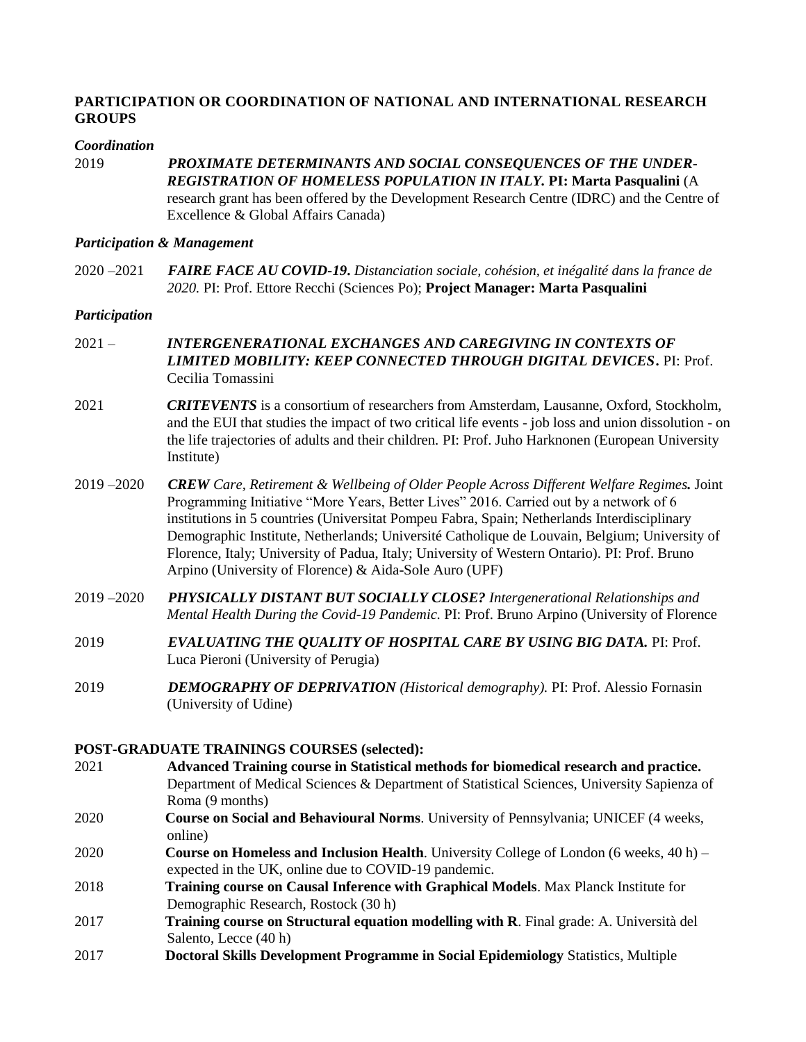## PARTICIPATION OR COORDINATION OF NATIONAL AND INTERNATIONAL RESEARCH GROUPS

***Coordination***

2019 ***PROXIMATE DETERMINANTS AND SOCIAL CONSEQUENCES OF THE UNDER-REGISTRATION OF HOMELESS POPULATION IN ITALY.*** **PI: Marta Pasqualini** (A research grant has been offered by the Development Research Centre (IDRC) and the Centre of Excellence & Global Affairs Canada)

***Participation & Management***

2020 –2021 ***FAIRE FACE AU COVID-19.*** *Distanciation sociale, cohésion, et inégalité dans la france de 2020.* PI: Prof. Ettore Recchi (Sciences Po); **Project Manager: Marta Pasqualini**

***Participation***

2021 – ***INTERGENERATIONAL EXCHANGES AND CAREGIVING IN CONTEXTS OF LIMITED MOBILITY: KEEP CONNECTED THROUGH DIGITAL DEVICES***. PI: Prof. Cecilia Tomassini

2021 ***CRITEVENTS*** is a consortium of researchers from Amsterdam, Lausanne, Oxford, Stockholm, and the EUI that studies the impact of two critical life events - job loss and union dissolution - on the life trajectories of adults and their children. PI: Prof. Juho Harknonen (European University Institute)

2019 –2020 ***CREW*** *Care, Retirement & Wellbeing of Older People Across Different Welfare Regimes.* Joint Programming Initiative "More Years, Better Lives" 2016. Carried out by a network of 6 institutions in 5 countries (Universitat Pompeu Fabra, Spain; Netherlands Interdisciplinary Demographic Institute, Netherlands; Université Catholique de Louvain, Belgium; University of Florence, Italy; University of Padua, Italy; University of Western Ontario). PI: Prof. Bruno Arpino (University of Florence) & Aida-Sole Auro (UPF)

2019 –2020 ***PHYSICALLY DISTANT BUT SOCIALLY CLOSE?*** *Intergenerational Relationships and Mental Health During the Covid-19 Pandemic.* PI: Prof. Bruno Arpino (University of Florence

2019 ***EVALUATING THE QUALITY OF HOSPITAL CARE BY USING BIG DATA.*** PI: Prof. Luca Pieroni (University of Perugia)

2019 ***DEMOGRAPHY OF DEPRIVATION*** *(Historical demography).* PI: Prof. Alessio Fornasin (University of Udine)

## POST-GRADUATE TRAININGS COURSES (selected):

2021 **Advanced Training course in Statistical methods for biomedical research and practice.** Department of Medical Sciences & Department of Statistical Sciences, University Sapienza of Roma (9 months)

2020 **Course on Social and Behavioural Norms**. University of Pennsylvania; UNICEF (4 weeks, online)

2020 **Course on Homeless and Inclusion Health**. University College of London (6 weeks, 40 h) – expected in the UK, online due to COVID-19 pandemic.

2018 **Training course on Causal Inference with Graphical Models**. Max Planck Institute for Demographic Research, Rostock (30 h)

2017 **Training course on Structural equation modelling with R**. Final grade: A. Università del Salento, Lecce (40 h)

2017 **Doctoral Skills Development Programme in Social Epidemiology** Statistics, Multiple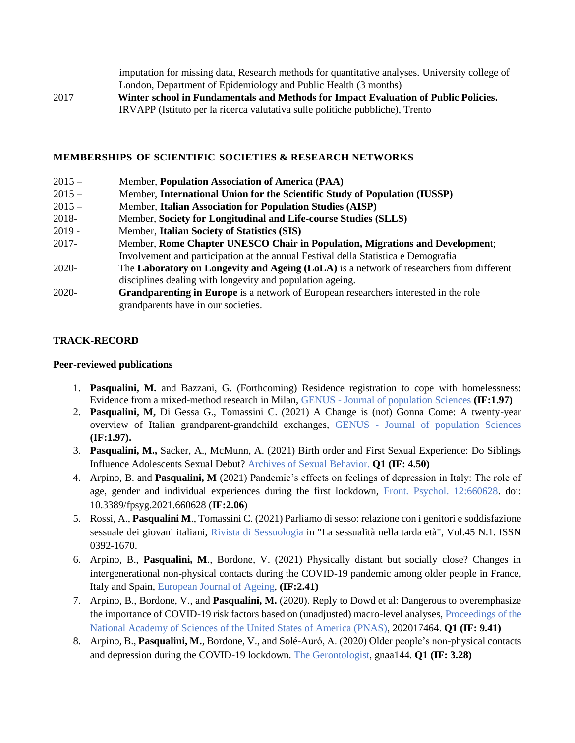imputation for missing data, Research methods for quantitative analyses. University college of London, Department of Epidemiology and Public Health (3 months)

2017 **Winter school in Fundamentals and Methods for Impact Evaluation of Public Policies.** IRVAPP (Istituto per la ricerca valutativa sulle politiche pubbliche), Trento

## MEMBERSHIPS OF SCIENTIFIC SOCIETIES & RESEARCH NETWORKS

2015 – Member, **Population Association of America (PAA)**
2015 – Member, **International Union for the Scientific Study of Population (IUSSP)**
2015 – Member, **Italian Association for Population Studies (AISP)**
2018- Member, **Society for Longitudinal and Life-course Studies (SLLS)**
2019 - Member, **Italian Society of Statistics (SIS)**
2017- Member, **Rome Chapter UNESCO Chair in Population, Migrations and Developmen**t; Involvement and participation at the annual Festival della Statistica e Demografia
2020- The **Laboratory on Longevity and Ageing (LoLA)** is a network of researchers from different disciplines dealing with longevity and population ageing.
2020- **Grandparenting in Europe** is a network of European researchers interested in the role grandparents have in our societies.

## TRACK-RECORD

### Peer-reviewed publications

1. **Pasqualini, M.** and Bazzani, G. (Forthcoming) Residence registration to cope with homelessness: Evidence from a mixed-method research in Milan, GENUS - Journal of population Sciences **(IF:1.97)**
2. **Pasqualini, M,** Di Gessa G., Tomassini C. (2021) A Change is (not) Gonna Come: A twenty-year overview of Italian grandparent-grandchild exchanges, GENUS - Journal of population Sciences **(IF:1.97).**
3. **Pasqualini, M.,** Sacker, A., McMunn, A. (2021) Birth order and First Sexual Experience: Do Siblings Influence Adolescents Sexual Debut? Archives of Sexual Behavior. **Q1 (IF: 4.50)**
4. Arpino, B. and **Pasqualini, M** (2021) Pandemic's effects on feelings of depression in Italy: The role of age, gender and individual experiences during the first lockdown, Front. Psychol. 12:660628. doi: 10.3389/fpsyg.2021.660628 (**IF:2.06**)
5. Rossi, A., **Pasqualini M**., Tomassini C. (2021) Parliamo di sesso: relazione con i genitori e soddisfazione sessuale dei giovani italiani, Rivista di Sessuologia in "La sessualità nella tarda età", Vol.45 N.1. ISSN 0392-1670.
6. Arpino, B., **Pasqualini, M**., Bordone, V. (2021) Physically distant but socially close? Changes in intergenerational non-physical contacts during the COVID-19 pandemic among older people in France, Italy and Spain, European Journal of Ageing, **(IF:2.41)**
7. Arpino, B., Bordone, V., and **Pasqualini, M.** (2020). Reply to Dowd et al: Dangerous to overemphasize the importance of COVID-19 risk factors based on (unadjusted) macro-level analyses, Proceedings of the National Academy of Sciences of the United States of America (PNAS), 202017464. **Q1 (IF: 9.41)**
8. Arpino, B., **Pasqualini, M.**, Bordone, V., and Solé-Auró, A. (2020) Older people's non-physical contacts and depression during the COVID-19 lockdown. The Gerontologist, gnaa144. **Q1 (IF: 3.28)**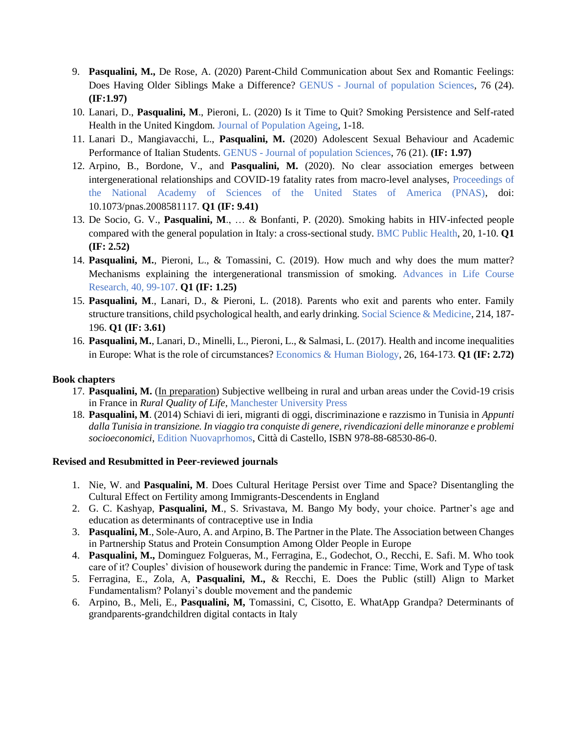9. **Pasqualini, M.,** De Rose, A. (2020) Parent-Child Communication about Sex and Romantic Feelings: Does Having Older Siblings Make a Difference? GENUS - Journal of population Sciences, 76 (24). **(IF:1.97)**
10. Lanari, D., **Pasqualini, M**., Pieroni, L. (2020) Is it Time to Quit? Smoking Persistence and Self-rated Health in the United Kingdom. Journal of Population Ageing, 1-18.
11. Lanari D., Mangiavacchi, L., **Pasqualini, M.** (2020) Adolescent Sexual Behaviour and Academic Performance of Italian Students. GENUS - Journal of population Sciences, 76 (21). **(IF: 1.97)**
12. Arpino, B., Bordone, V., and **Pasqualini, M.** (2020). No clear association emerges between intergenerational relationships and COVID-19 fatality rates from macro-level analyses, Proceedings of the National Academy of Sciences of the United States of America (PNAS), doi: 10.1073/pnas.2008581117. **Q1 (IF: 9.41)**
13. De Socio, G. V., **Pasqualini, M**., … & Bonfanti, P. (2020). Smoking habits in HIV-infected people compared with the general population in Italy: a cross-sectional study. BMC Public Health, 20, 1-10. **Q1 (IF: 2.52)**
14. **Pasqualini, M.**, Pieroni, L., & Tomassini, C. (2019). How much and why does the mum matter? Mechanisms explaining the intergenerational transmission of smoking. Advances in Life Course Research, 40, 99-107. **Q1 (IF: 1.25)**
15. **Pasqualini, M**., Lanari, D., & Pieroni, L. (2018). Parents who exit and parents who enter. Family structure transitions, child psychological health, and early drinking. Social Science & Medicine, 214, 187-196. **Q1 (IF: 3.61)**
16. **Pasqualini, M.**, Lanari, D., Minelli, L., Pieroni, L., & Salmasi, L. (2017). Health and income inequalities in Europe: What is the role of circumstances? Economics & Human Biology, 26, 164-173. **Q1 (IF: 2.72)**

**Book chapters**

17. **Pasqualini, M.** (In preparation) Subjective wellbeing in rural and urban areas under the Covid-19 crisis in France in *Rural Quality of Life*, Manchester University Press
18. **Pasqualini, M**. (2014) Schiavi di ieri, migranti di oggi, discriminazione e razzismo in Tunisia in *Appunti dalla Tunisia in transizione. In viaggio tra conquiste di genere, rivendicazioni delle minoranze e problemi socioeconomici*, Edition Nuovaprhomos, Città di Castello, ISBN 978-88-68530-86-0.

**Revised and Resubmitted in Peer-reviewed journals**

1. Nie, W. and **Pasqualini, M**. Does Cultural Heritage Persist over Time and Space? Disentangling the Cultural Effect on Fertility among Immigrants-Descendents in England
2. G. C. Kashyap, **Pasqualini, M**., S. Srivastava, M. Bango My body, your choice. Partner's age and education as determinants of contraceptive use in India
3. **Pasqualini, M**., Sole-Auro, A. and Arpino, B. The Partner in the Plate. The Association between Changes in Partnership Status and Protein Consumption Among Older People in Europe
4. **Pasqualini, M.,** Dominguez Folgueras, M., Ferragina, E., Godechot, O., Recchi, E. Safi. M. Who took care of it? Couples' division of housework during the pandemic in France: Time, Work and Type of task
5. Ferragina, E., Zola, A, **Pasqualini, M.,** & Recchi, E. Does the Public (still) Align to Market Fundamentalism? Polanyi's double movement and the pandemic
6. Arpino, B., Meli, E., **Pasqualini, M,** Tomassini, C, Cisotto, E. WhatApp Grandpa? Determinants of grandparents-grandchildren digital contacts in Italy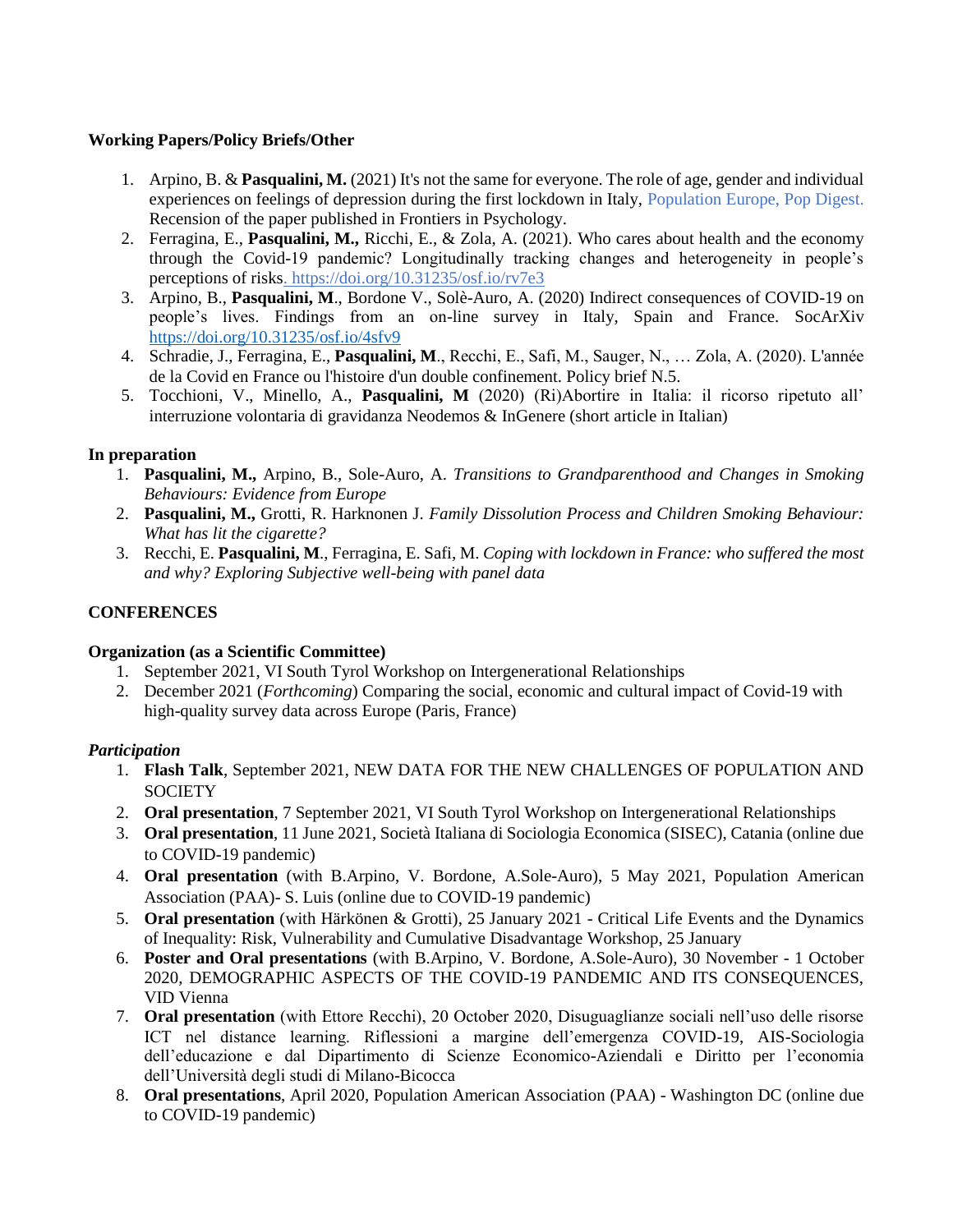**Working Papers/Policy Briefs/Other**

1. Arpino, B. & **Pasqualini, M.** (2021) It's not the same for everyone. The role of age, gender and individual experiences on feelings of depression during the first lockdown in Italy, Population Europe, Pop Digest. Recension of the paper published in Frontiers in Psychology.
2. Ferragina, E., **Pasqualini, M.,** Ricchi, E., & Zola, A. (2021). Who cares about health and the economy through the Covid-19 pandemic? Longitudinally tracking changes and heterogeneity in people's perceptions of risks. https://doi.org/10.31235/osf.io/rv7e3
3. Arpino, B., **Pasqualini, M**., Bordone V., Solè-Auro, A. (2020) Indirect consequences of COVID-19 on people's lives. Findings from an on-line survey in Italy, Spain and France. SocArXiv https://doi.org/10.31235/osf.io/4sfv9
4. Schradie, J., Ferragina, E., **Pasqualini, M**., Recchi, E., Safi, M., Sauger, N., … Zola, A. (2020). L'année de la Covid en France ou l'histoire d'un double confinement. Policy brief N.5.
5. Tocchioni, V., Minello, A., **Pasqualini, M** (2020) (Ri)Abortire in Italia: il ricorso ripetuto all' interruzione volontaria di gravidanza Neodemos & InGenere (short article in Italian)

**In preparation**

1. **Pasqualini, M.,** Arpino, B., Sole-Auro, A. *Transitions to Grandparenthood and Changes in Smoking Behaviours: Evidence from Europe*
2. **Pasqualini, M.,** Grotti, R. Harknonen J. *Family Dissolution Process and Children Smoking Behaviour: What has lit the cigarette?*
3. Recchi, E. **Pasqualini, M**., Ferragina, E. Safi, M. *Coping with lockdown in France: who suffered the most and why? Exploring Subjective well-being with panel data*

**CONFERENCES**

**Organization (as a Scientific Committee)**

1. September 2021, VI South Tyrol Workshop on Intergenerational Relationships
2. December 2021 (*Forthcoming*) Comparing the social, economic and cultural impact of Covid-19 with high-quality survey data across Europe (Paris, France)

***Participation***

1. **Flash Talk**, September 2021, NEW DATA FOR THE NEW CHALLENGES OF POPULATION AND SOCIETY
2. **Oral presentation**, 7 September 2021, VI South Tyrol Workshop on Intergenerational Relationships
3. **Oral presentation**, 11 June 2021, Società Italiana di Sociologia Economica (SISEC), Catania (online due to COVID-19 pandemic)
4. **Oral presentation** (with B.Arpino, V. Bordone, A.Sole-Auro), 5 May 2021, Population American Association (PAA)- S. Luis (online due to COVID-19 pandemic)
5. **Oral presentation** (with Härkönen & Grotti), 25 January 2021 - Critical Life Events and the Dynamics of Inequality: Risk, Vulnerability and Cumulative Disadvantage Workshop, 25 January
6. **Poster and Oral presentations** (with B.Arpino, V. Bordone, A.Sole-Auro), 30 November - 1 October 2020, DEMOGRAPHIC ASPECTS OF THE COVID-19 PANDEMIC AND ITS CONSEQUENCES, VID Vienna
7. **Oral presentation** (with Ettore Recchi), 20 October 2020, Disuguaglianze sociali nell'uso delle risorse ICT nel distance learning. Riflessioni a margine dell'emergenza COVID-19, AIS-Sociologia dell'educazione e dal Dipartimento di Scienze Economico-Aziendali e Diritto per l'economia dell'Università degli studi di Milano-Bicocca
8. **Oral presentations**, April 2020, Population American Association (PAA) - Washington DC (online due to COVID-19 pandemic)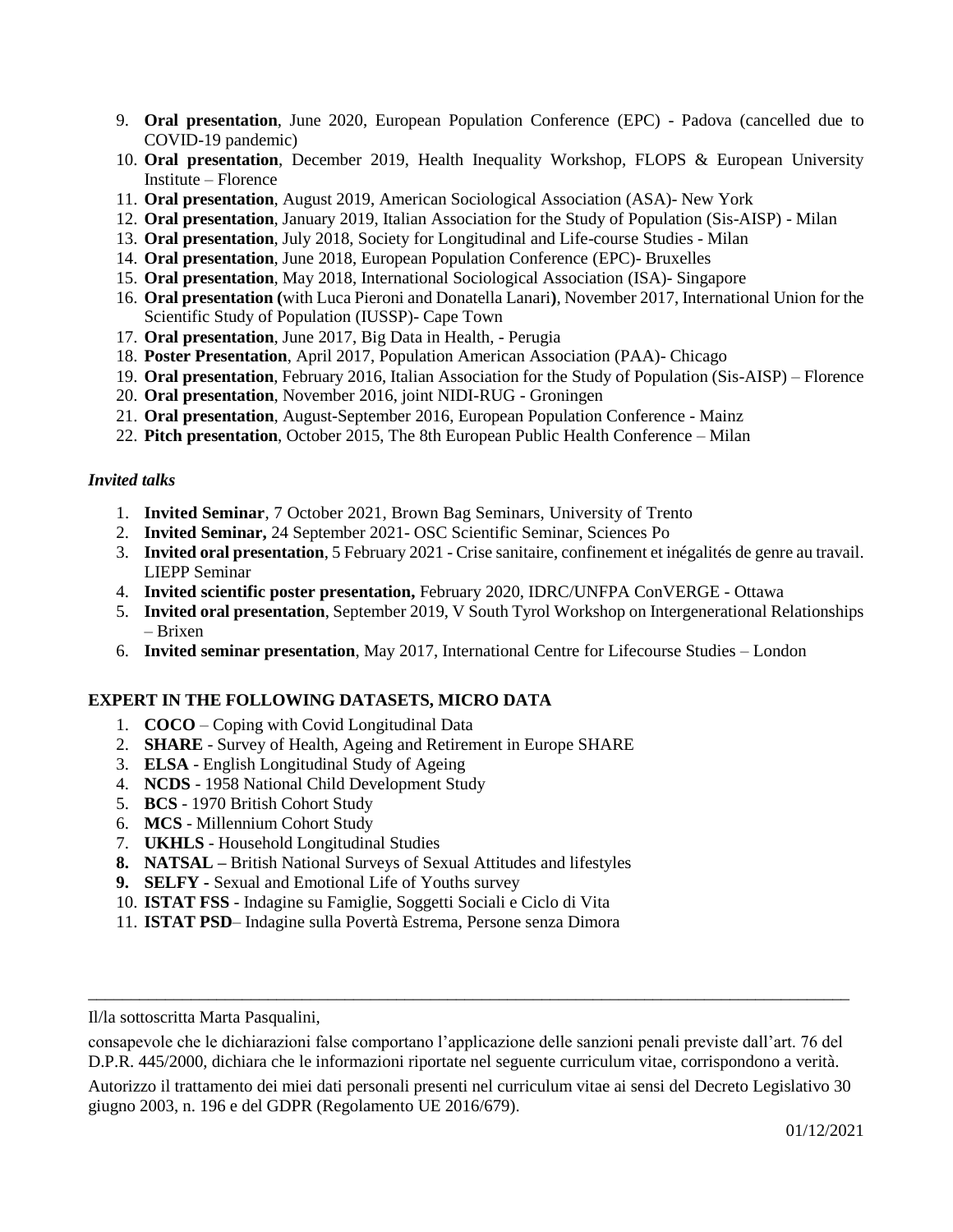9. **Oral presentation**, June 2020, European Population Conference (EPC) - Padova (cancelled due to COVID-19 pandemic)
10. **Oral presentation**, December 2019, Health Inequality Workshop, FLOPS & European University Institute – Florence
11. **Oral presentation**, August 2019, American Sociological Association (ASA)- New York
12. **Oral presentation**, January 2019, Italian Association for the Study of Population (Sis-AISP) - Milan
13. **Oral presentation**, July 2018, Society for Longitudinal and Life-course Studies - Milan
14. **Oral presentation**, June 2018, European Population Conference (EPC)- Bruxelles
15. **Oral presentation**, May 2018, International Sociological Association (ISA)- Singapore
16. **Oral presentation (**with Luca Pieroni and Donatella Lanari**)**, November 2017, International Union for the Scientific Study of Population (IUSSP)- Cape Town
17. **Oral presentation**, June 2017, Big Data in Health, - Perugia
18. **Poster Presentation**, April 2017, Population American Association (PAA)- Chicago
19. **Oral presentation**, February 2016, Italian Association for the Study of Population (Sis-AISP) – Florence
20. **Oral presentation**, November 2016, joint NIDI-RUG - Groningen
21. **Oral presentation**, August-September 2016, European Population Conference - Mainz
22. **Pitch presentation**, October 2015, The 8th European Public Health Conference – Milan

*Invited talks*

1. **Invited Seminar**, 7 October 2021, Brown Bag Seminars, University of Trento
2. **Invited Seminar,** 24 September 2021- OSC Scientific Seminar, Sciences Po
3. **Invited oral presentation**, 5 February 2021 - Crise sanitaire, confinement et inégalités de genre au travail. LIEPP Seminar
4. **Invited scientific poster presentation,** February 2020, IDRC/UNFPA ConVERGE - Ottawa
5. **Invited oral presentation**, September 2019, V South Tyrol Workshop on Intergenerational Relationships – Brixen
6. **Invited seminar presentation**, May 2017, International Centre for Lifecourse Studies – London

**EXPERT IN THE FOLLOWING DATASETS, MICRO DATA**

1. **COCO** – Coping with Covid Longitudinal Data
2. **SHARE** - Survey of Health, Ageing and Retirement in Europe SHARE
3. **ELSA** - English Longitudinal Study of Ageing
4. **NCDS** - 1958 National Child Development Study
5. **BCS** - 1970 British Cohort Study
6. **MCS** - Millennium Cohort Study
7. **UKHLS** - Household Longitudinal Studies
8. **NATSAL –** British National Surveys of Sexual Attitudes and lifestyles
9. **SELFY -** Sexual and Emotional Life of Youths survey
10. **ISTAT FSS** - Indagine su Famiglie, Soggetti Sociali e Ciclo di Vita
11. **ISTAT PSD**– Indagine sulla Povertà Estrema, Persone senza Dimora

---

Il/la sottoscritta Marta Pasqualini,

consapevole che le dichiarazioni false comportano l'applicazione delle sanzioni penali previste dall'art. 76 del D.P.R. 445/2000, dichiara che le informazioni riportate nel seguente curriculum vitae, corrispondono a verità.

Autorizzo il trattamento dei miei dati personali presenti nel curriculum vitae ai sensi del Decreto Legislativo 30 giugno 2003, n. 196 e del GDPR (Regolamento UE 2016/679).

01/12/2021